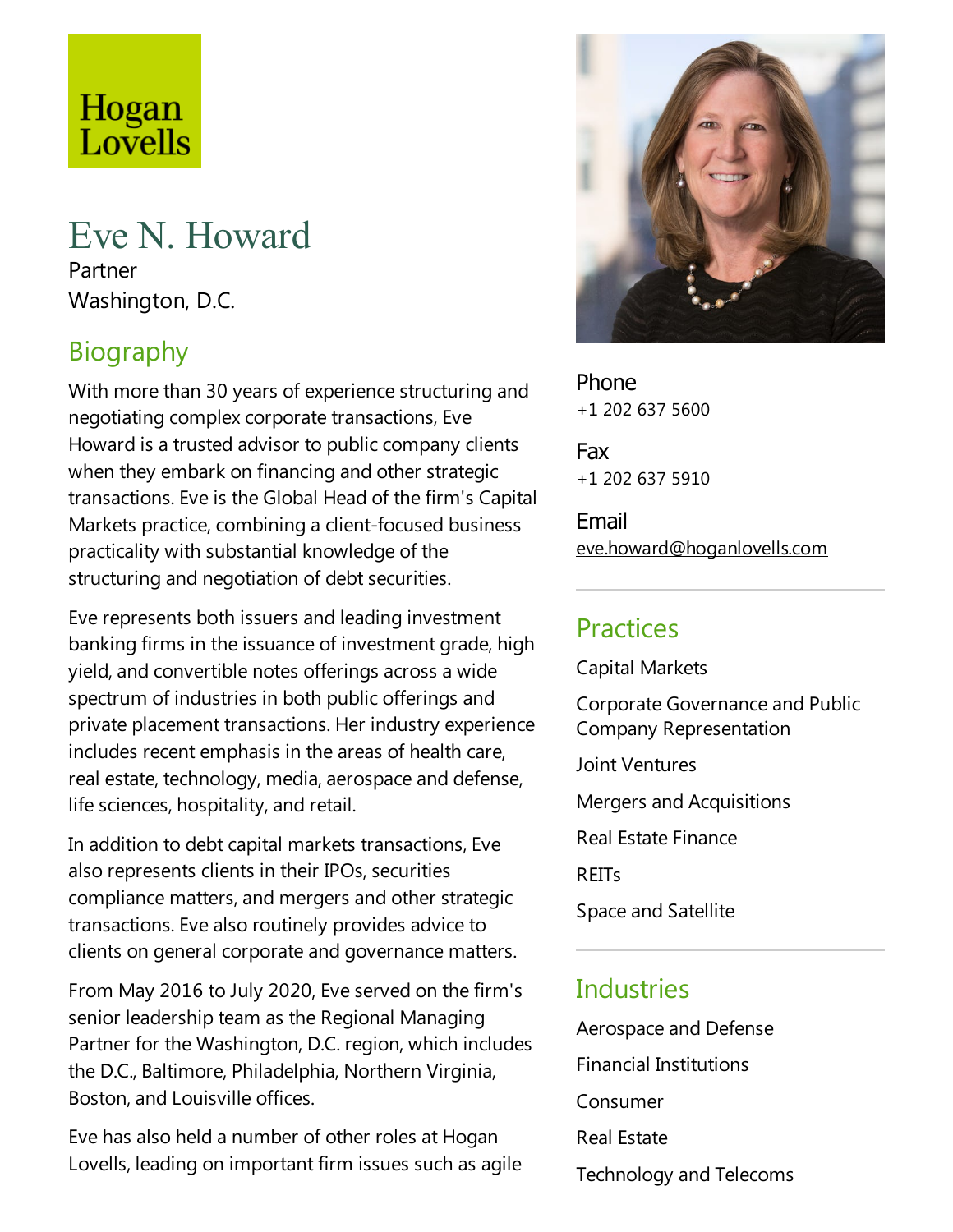Hogan Lovells

# Eve N. Howard

Partner

Washington, D.C.

## Biography

With more than 30 years of experience structuring and negotiating complex corporate transactions, Eve Howard is a trusted advisor to public company clients when they embark on financing and other strategic transactions. Eve is the Global Head of the firm's Capital Markets practice, combining a client-focused business practicality with substantial knowledge of the structuring and negotiation of debt securities.

Eve represents both issuers and leading investment banking firms in the issuance of investment grade, high yield, and convertible notes offerings across a wide spectrum of industries in both public offerings and private placement transactions. Her industry experience includes recent emphasis in the areas of health care, real estate, technology, media, aerospace and defense, life sciences, hospitality, and retail.

In addition to debt capital markets transactions, Eve also represents clients in their IPOs, securities compliance matters, and mergers and other strategic transactions. Eve also routinely provides advice to clients on general corporate and governance matters.

From May 2016 to July 2020, Eve served on the firm's senior leadership team as the Regional Managing Partner for the Washington, D.C. region, which includes the D.C., Baltimore, Philadelphia, Northern Virginia, Boston, and Louisville offices.

Eve has also held a number of other roles at Hogan Lovells, leading on important firm issues such as agile

**Phone**
+1 202 637 5600

**Fax**
+1 202 637 5910

**Email**
eve.howard@hoganlovells.com

## Practices

Capital Markets

Corporate Governance and Public Company Representation

Joint Ventures

Mergers and Acquisitions

Real Estate Finance

REITs

Space and Satellite

## Industries

Aerospace and Defense

Financial Institutions

Consumer

Real Estate

Technology and Telecoms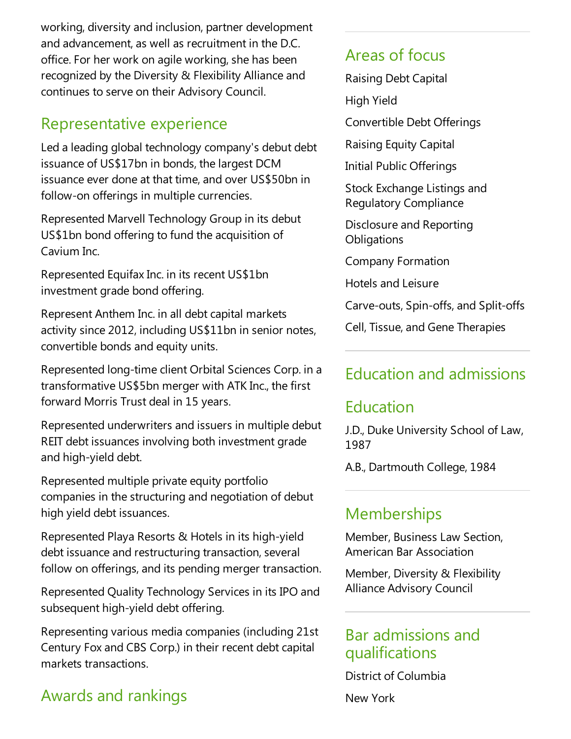working, diversity and inclusion, partner development and advancement, as well as recruitment in the D.C. office. For her work on agile working, she has been recognized by the Diversity & Flexibility Alliance and continues to serve on their Advisory Council.

## Representative experience

Led a leading global technology company's debut debt issuance of US$17bn in bonds, the largest DCM issuance ever done at that time, and over US$50bn in follow-on offerings in multiple currencies.

Represented Marvell Technology Group in its debut US$1bn bond offering to fund the acquisition of Cavium Inc.

Represented Equifax Inc. in its recent US$1bn investment grade bond offering.

Represent Anthem Inc. in all debt capital markets activity since 2012, including US$11bn in senior notes, convertible bonds and equity units.

Represented long-time client Orbital Sciences Corp. in a transformative US$5bn merger with ATK Inc., the first forward Morris Trust deal in 15 years.

Represented underwriters and issuers in multiple debut REIT debt issuances involving both investment grade and high-yield debt.

Represented multiple private equity portfolio companies in the structuring and negotiation of debut high yield debt issuances.

Represented Playa Resorts & Hotels in its high-yield debt issuance and restructuring transaction, several follow on offerings, and its pending merger transaction.

Represented Quality Technology Services in its IPO and subsequent high-yield debt offering.

Representing various media companies (including 21st Century Fox and CBS Corp.) in their recent debt capital markets transactions.

## Awards and rankings

## Areas of focus

Raising Debt Capital

High Yield

Convertible Debt Offerings

Raising Equity Capital

Initial Public Offerings

Stock Exchange Listings and Regulatory Compliance

Disclosure and Reporting Obligations

Company Formation

Hotels and Leisure

Carve-outs, Spin-offs, and Split-offs

Cell, Tissue, and Gene Therapies

## Education and admissions

## Education

J.D., Duke University School of Law, 1987

A.B., Dartmouth College, 1984

## Memberships

Member, Business Law Section, American Bar Association

Member, Diversity & Flexibility Alliance Advisory Council

## Bar admissions and qualifications

District of Columbia

New York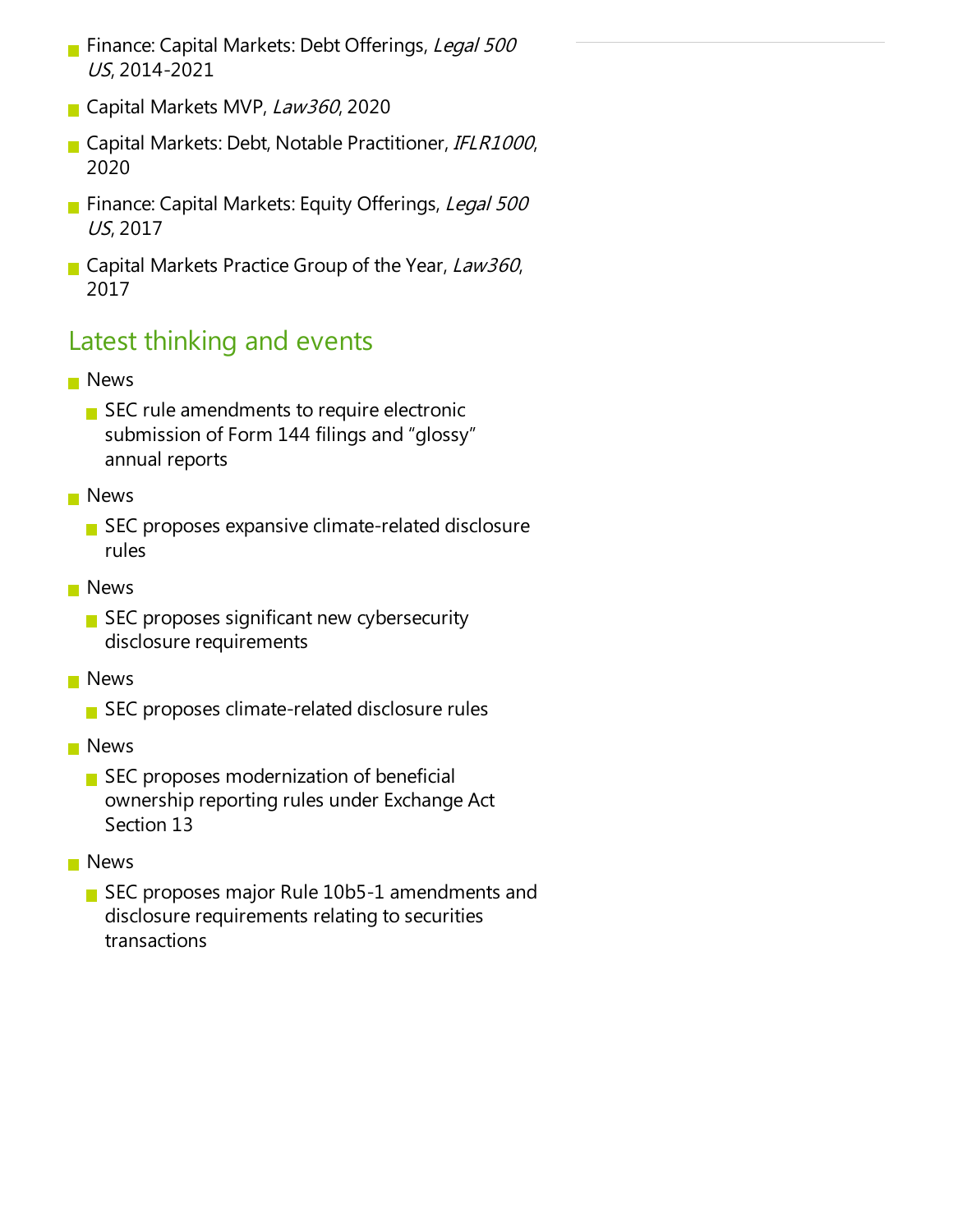- Finance: Capital Markets: Debt Offerings, *Legal 500 US*, 2014-2021
- Capital Markets MVP, *Law360*, 2020
- Capital Markets: Debt, Notable Practitioner, *IFLR1000*, 2020
- Finance: Capital Markets: Equity Offerings, *Legal 500 US*, 2017
- Capital Markets Practice Group of the Year, *Law360*, 2017

## Latest thinking and events

- News
  - SEC rule amendments to require electronic submission of Form 144 filings and "glossy" annual reports
- News
  - SEC proposes expansive climate-related disclosure rules
- News
  - SEC proposes significant new cybersecurity disclosure requirements
- News
  - SEC proposes climate-related disclosure rules
- News
  - SEC proposes modernization of beneficial ownership reporting rules under Exchange Act Section 13
- News
  - SEC proposes major Rule 10b5-1 amendments and disclosure requirements relating to securities transactions